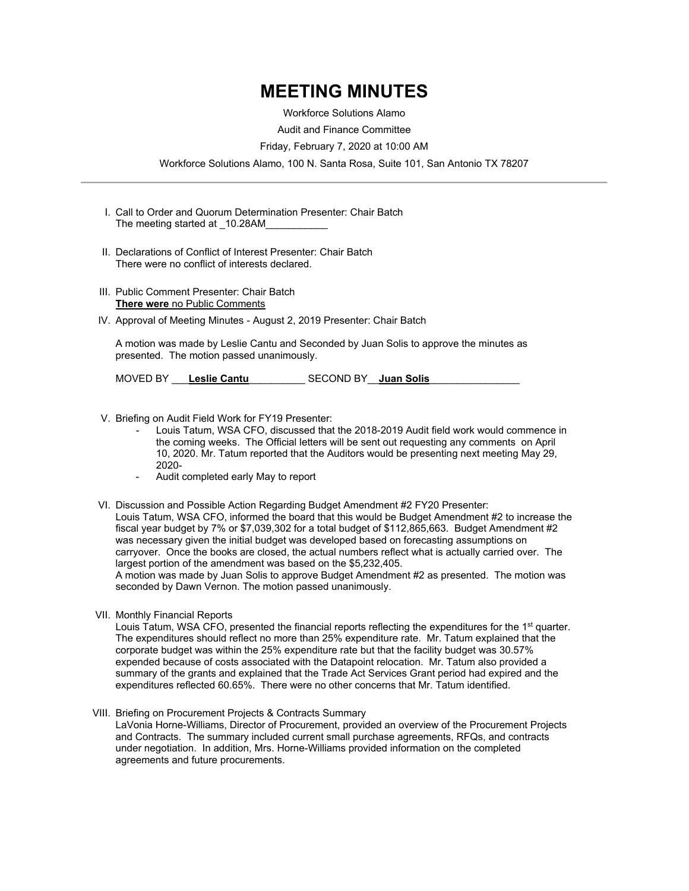# MEETING MINUTES

Workforce Solutions Alamo

Audit and Finance Committee

Friday, February 7, 2020 at 10:00 AM

Workforce Solutions Alamo, 100 N. Santa Rosa, Suite 101, San Antonio TX 78207

---

I. Call to Order and Quorum Determination Presenter: Chair Batch
   The meeting started at _10.28AM___________

II. Declarations of Conflict of Interest Presenter: Chair Batch
   There were no conflict of interests declared.

III. Public Comment Presenter: Chair Batch
   **There were** no Public Comments

IV. Approval of Meeting Minutes - August 2, 2019 Presenter: Chair Batch

   A motion was made by Leslie Cantu and Seconded by Juan Solis to approve the minutes as presented. The motion passed unanimously.

   MOVED BY ___**Leslie Cantu**__________ SECOND BY__**Juan Solis**________________

V. Briefing on Audit Field Work for FY19 Presenter:
   - Louis Tatum, WSA CFO, discussed that the 2018-2019 Audit field work would commence in the coming weeks. The Official letters will be sent out requesting any comments on April 10, 2020. Mr. Tatum reported that the Auditors would be presenting next meeting May 29, 2020-
   - Audit completed early May to report

VI. Discussion and Possible Action Regarding Budget Amendment #2 FY20 Presenter:
   Louis Tatum, WSA CFO, informed the board that this would be Budget Amendment #2 to increase the fiscal year budget by 7% or $7,039,302 for a total budget of $112,865,663. Budget Amendment #2 was necessary given the initial budget was developed based on forecasting assumptions on carryover. Once the books are closed, the actual numbers reflect what is actually carried over. The largest portion of the amendment was based on the $5,232,405.
   A motion was made by Juan Solis to approve Budget Amendment #2 as presented. The motion was seconded by Dawn Vernon. The motion passed unanimously.

VII. Monthly Financial Reports
   Louis Tatum, WSA CFO, presented the financial reports reflecting the expenditures for the 1st quarter. The expenditures should reflect no more than 25% expenditure rate. Mr. Tatum explained that the corporate budget was within the 25% expenditure rate but that the facility budget was 30.57% expended because of costs associated with the Datapoint relocation. Mr. Tatum also provided a summary of the grants and explained that the Trade Act Services Grant period had expired and the expenditures reflected 60.65%. There were no other concerns that Mr. Tatum identified.

VIII. Briefing on Procurement Projects & Contracts Summary
   LaVonia Horne-Williams, Director of Procurement, provided an overview of the Procurement Projects and Contracts. The summary included current small purchase agreements, RFQs, and contracts under negotiation. In addition, Mrs. Horne-Williams provided information on the completed agreements and future procurements.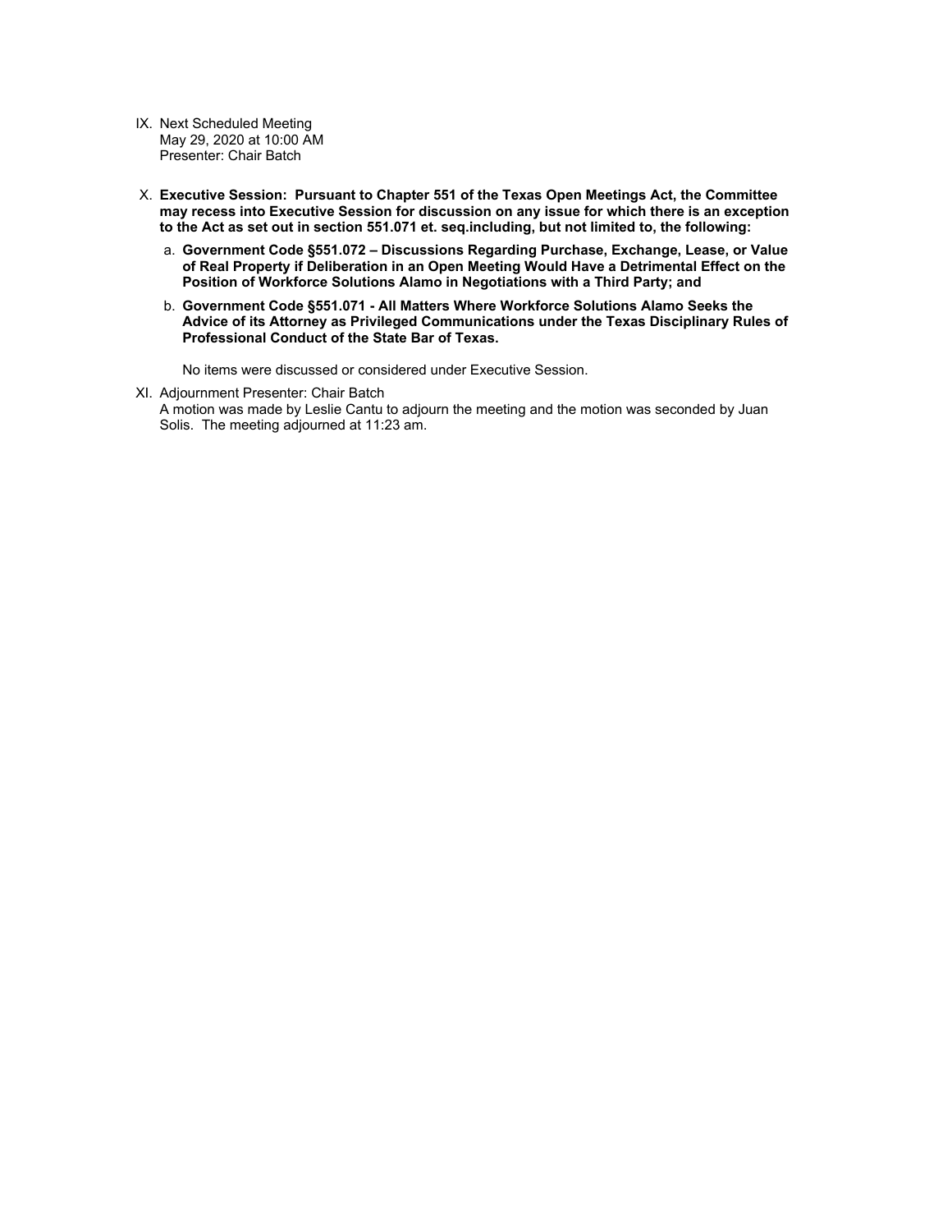IX. Next Scheduled Meeting
    May 29, 2020 at 10:00 AM
    Presenter: Chair Batch

X. **Executive Session: Pursuant to Chapter 551 of the Texas Open Meetings Act, the Committee may recess into Executive Session for discussion on any issue for which there is an exception to the Act as set out in section 551.071 et. seq.including, but not limited to, the following:**

   a. **Government Code §551.072 – Discussions Regarding Purchase, Exchange, Lease, or Value of Real Property if Deliberation in an Open Meeting Would Have a Detrimental Effect on the Position of Workforce Solutions Alamo in Negotiations with a Third Party; and**

   b. **Government Code §551.071 - All Matters Where Workforce Solutions Alamo Seeks the Advice of its Attorney as Privileged Communications under the Texas Disciplinary Rules of Professional Conduct of the State Bar of Texas.**

   No items were discussed or considered under Executive Session.

XI. Adjournment Presenter: Chair Batch
    A motion was made by Leslie Cantu to adjourn the meeting and the motion was seconded by Juan Solis. The meeting adjourned at 11:23 am.